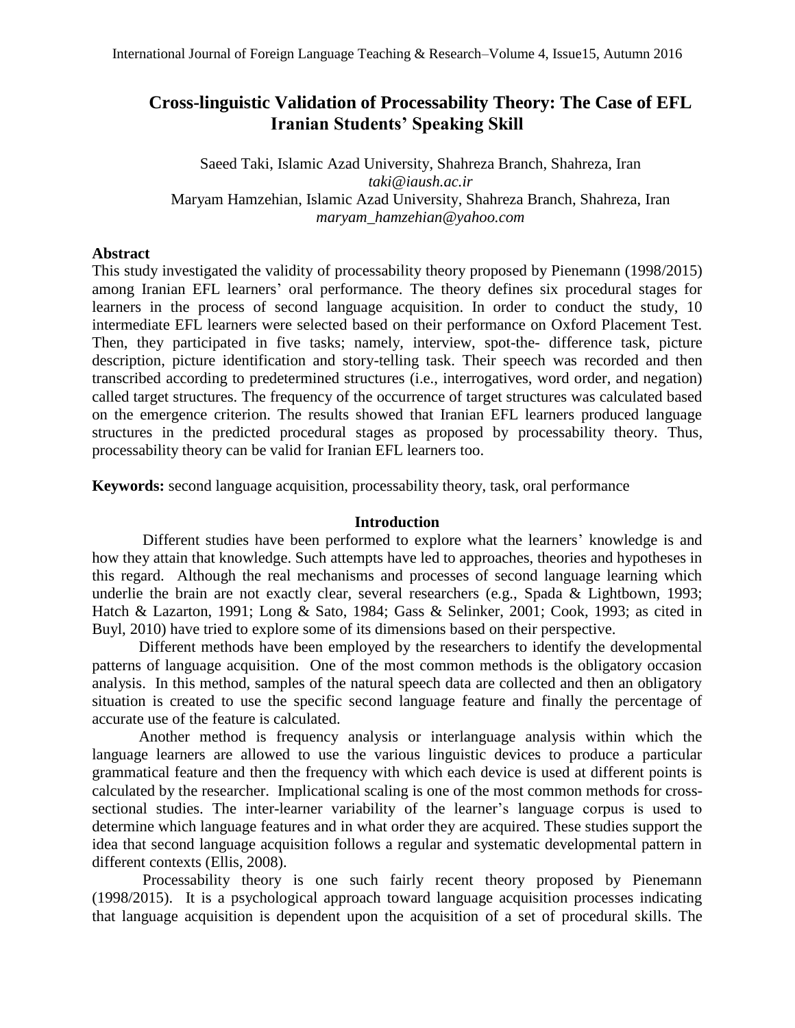# Cross-linguistic Validation of Processability Theory: The Case of EFL Iranian Students' Speaking Skill

Saeed Taki, Islamic Azad University, Shahreza Branch, Shahreza, Iran
*taki@iaush.ac.ir*
Maryam Hamzehian, Islamic Azad University, Shahreza Branch, Shahreza, Iran
*maryam_hamzehian@yahoo.com*

## Abstract

This study investigated the validity of processability theory proposed by Pienemann (1998/2015) among Iranian EFL learners' oral performance. The theory defines six procedural stages for learners in the process of second language acquisition. In order to conduct the study, 10 intermediate EFL learners were selected based on their performance on Oxford Placement Test. Then, they participated in five tasks; namely, interview, spot-the- difference task, picture description, picture identification and story-telling task. Their speech was recorded and then transcribed according to predetermined structures (i.e., interrogatives, word order, and negation) called target structures. The frequency of the occurrence of target structures was calculated based on the emergence criterion. The results showed that Iranian EFL learners produced language structures in the predicted procedural stages as proposed by processability theory. Thus, processability theory can be valid for Iranian EFL learners too.

**Keywords:** second language acquisition, processability theory, task, oral performance

## Introduction

Different studies have been performed to explore what the learners' knowledge is and how they attain that knowledge. Such attempts have led to approaches, theories and hypotheses in this regard. Although the real mechanisms and processes of second language learning which underlie the brain are not exactly clear, several researchers (e.g., Spada & Lightbown, 1993; Hatch & Lazarton, 1991; Long & Sato, 1984; Gass & Selinker, 2001; Cook, 1993; as cited in Buyl, 2010) have tried to explore some of its dimensions based on their perspective.

Different methods have been employed by the researchers to identify the developmental patterns of language acquisition. One of the most common methods is the obligatory occasion analysis. In this method, samples of the natural speech data are collected and then an obligatory situation is created to use the specific second language feature and finally the percentage of accurate use of the feature is calculated.

Another method is frequency analysis or interlanguage analysis within which the language learners are allowed to use the various linguistic devices to produce a particular grammatical feature and then the frequency with which each device is used at different points is calculated by the researcher. Implicational scaling is one of the most common methods for cross-sectional studies. The inter-learner variability of the learner's language corpus is used to determine which language features and in what order they are acquired. These studies support the idea that second language acquisition follows a regular and systematic developmental pattern in different contexts (Ellis, 2008).

Processability theory is one such fairly recent theory proposed by Pienemann (1998/2015). It is a psychological approach toward language acquisition processes indicating that language acquisition is dependent upon the acquisition of a set of procedural skills. The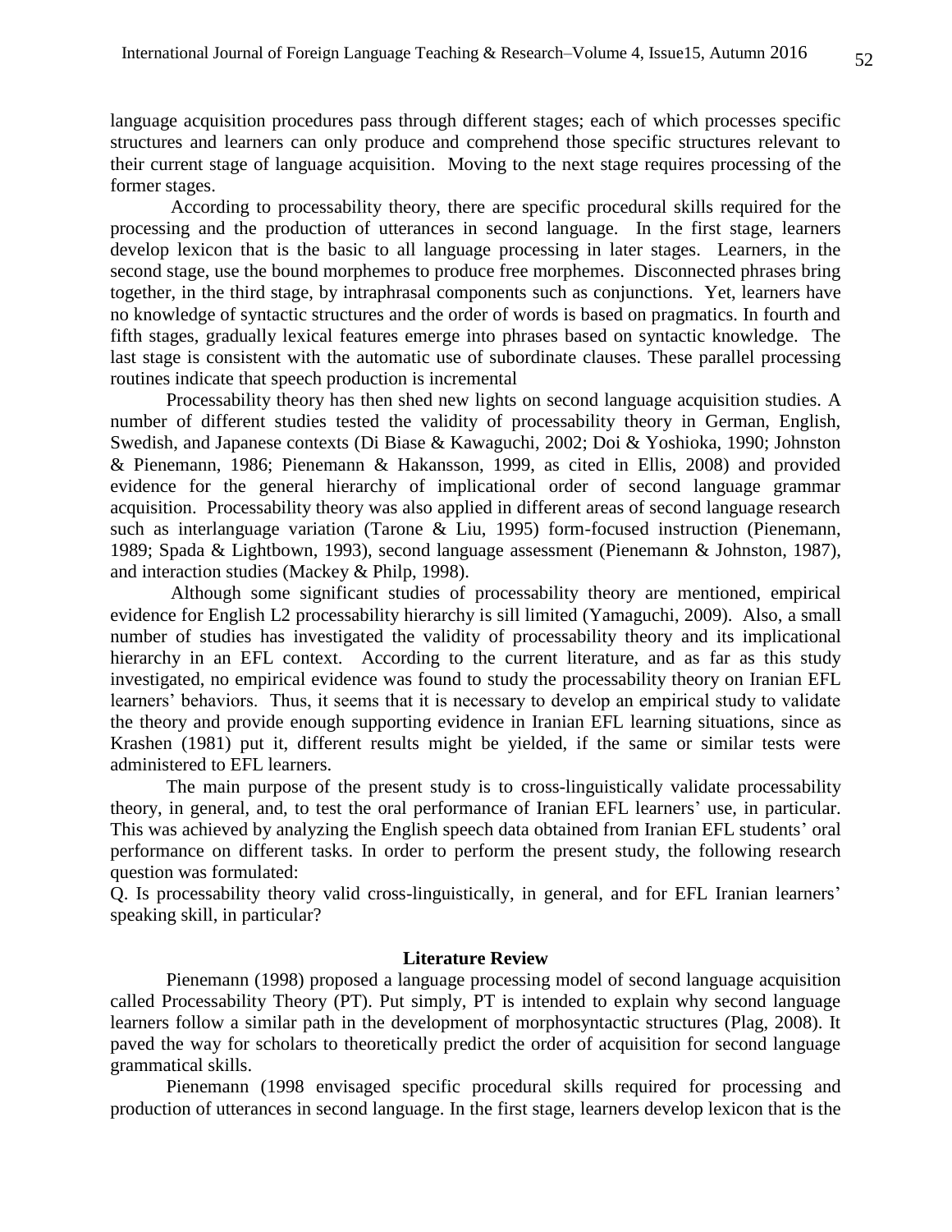language acquisition procedures pass through different stages; each of which processes specific structures and learners can only produce and comprehend those specific structures relevant to their current stage of language acquisition. Moving to the next stage requires processing of the former stages.

According to processability theory, there are specific procedural skills required for the processing and the production of utterances in second language. In the first stage, learners develop lexicon that is the basic to all language processing in later stages. Learners, in the second stage, use the bound morphemes to produce free morphemes. Disconnected phrases bring together, in the third stage, by intraphrasal components such as conjunctions. Yet, learners have no knowledge of syntactic structures and the order of words is based on pragmatics. In fourth and fifth stages, gradually lexical features emerge into phrases based on syntactic knowledge. The last stage is consistent with the automatic use of subordinate clauses. These parallel processing routines indicate that speech production is incremental

Processability theory has then shed new lights on second language acquisition studies. A number of different studies tested the validity of processability theory in German, English, Swedish, and Japanese contexts (Di Biase & Kawaguchi, 2002; Doi & Yoshioka, 1990; Johnston & Pienemann, 1986; Pienemann & Hakansson, 1999, as cited in Ellis, 2008) and provided evidence for the general hierarchy of implicational order of second language grammar acquisition. Processability theory was also applied in different areas of second language research such as interlanguage variation (Tarone & Liu, 1995) form-focused instruction (Pienemann, 1989; Spada & Lightbown, 1993), second language assessment (Pienemann & Johnston, 1987), and interaction studies (Mackey & Philp, 1998).

Although some significant studies of processability theory are mentioned, empirical evidence for English L2 processability hierarchy is sill limited (Yamaguchi, 2009). Also, a small number of studies has investigated the validity of processability theory and its implicational hierarchy in an EFL context. According to the current literature, and as far as this study investigated, no empirical evidence was found to study the processability theory on Iranian EFL learners' behaviors. Thus, it seems that it is necessary to develop an empirical study to validate the theory and provide enough supporting evidence in Iranian EFL learning situations, since as Krashen (1981) put it, different results might be yielded, if the same or similar tests were administered to EFL learners.

The main purpose of the present study is to cross-linguistically validate processability theory, in general, and, to test the oral performance of Iranian EFL learners' use, in particular. This was achieved by analyzing the English speech data obtained from Iranian EFL students' oral performance on different tasks. In order to perform the present study, the following research question was formulated:

Q. Is processability theory valid cross-linguistically, in general, and for EFL Iranian learners' speaking skill, in particular?

## Literature Review

Pienemann (1998) proposed a language processing model of second language acquisition called Processability Theory (PT). Put simply, PT is intended to explain why second language learners follow a similar path in the development of morphosyntactic structures (Plag, 2008). It paved the way for scholars to theoretically predict the order of acquisition for second language grammatical skills.

Pienemann (1998 envisaged specific procedural skills required for processing and production of utterances in second language. In the first stage, learners develop lexicon that is the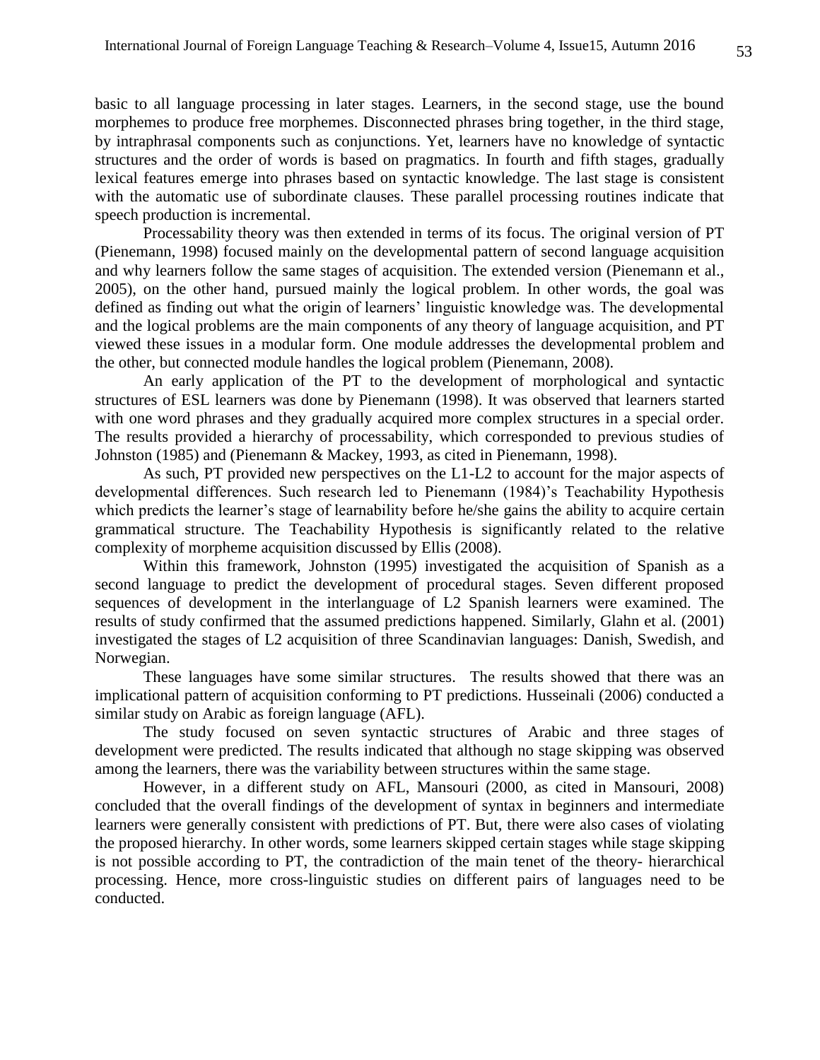basic to all language processing in later stages. Learners, in the second stage, use the bound morphemes to produce free morphemes. Disconnected phrases bring together, in the third stage, by intraphrasal components such as conjunctions. Yet, learners have no knowledge of syntactic structures and the order of words is based on pragmatics. In fourth and fifth stages, gradually lexical features emerge into phrases based on syntactic knowledge. The last stage is consistent with the automatic use of subordinate clauses. These parallel processing routines indicate that speech production is incremental.

Processability theory was then extended in terms of its focus. The original version of PT (Pienemann, 1998) focused mainly on the developmental pattern of second language acquisition and why learners follow the same stages of acquisition. The extended version (Pienemann et al., 2005), on the other hand, pursued mainly the logical problem. In other words, the goal was defined as finding out what the origin of learners' linguistic knowledge was. The developmental and the logical problems are the main components of any theory of language acquisition, and PT viewed these issues in a modular form. One module addresses the developmental problem and the other, but connected module handles the logical problem (Pienemann, 2008).

An early application of the PT to the development of morphological and syntactic structures of ESL learners was done by Pienemann (1998). It was observed that learners started with one word phrases and they gradually acquired more complex structures in a special order. The results provided a hierarchy of processability, which corresponded to previous studies of Johnston (1985) and (Pienemann & Mackey, 1993, as cited in Pienemann, 1998).

As such, PT provided new perspectives on the L1-L2 to account for the major aspects of developmental differences. Such research led to Pienemann (1984)'s Teachability Hypothesis which predicts the learner's stage of learnability before he/she gains the ability to acquire certain grammatical structure. The Teachability Hypothesis is significantly related to the relative complexity of morpheme acquisition discussed by Ellis (2008).

Within this framework, Johnston (1995) investigated the acquisition of Spanish as a second language to predict the development of procedural stages. Seven different proposed sequences of development in the interlanguage of L2 Spanish learners were examined. The results of study confirmed that the assumed predictions happened. Similarly, Glahn et al. (2001) investigated the stages of L2 acquisition of three Scandinavian languages: Danish, Swedish, and Norwegian.

These languages have some similar structures. The results showed that there was an implicational pattern of acquisition conforming to PT predictions. Husseinali (2006) conducted a similar study on Arabic as foreign language (AFL).

The study focused on seven syntactic structures of Arabic and three stages of development were predicted. The results indicated that although no stage skipping was observed among the learners, there was the variability between structures within the same stage.

However, in a different study on AFL, Mansouri (2000, as cited in Mansouri, 2008) concluded that the overall findings of the development of syntax in beginners and intermediate learners were generally consistent with predictions of PT. But, there were also cases of violating the proposed hierarchy. In other words, some learners skipped certain stages while stage skipping is not possible according to PT, the contradiction of the main tenet of the theory- hierarchical processing. Hence, more cross-linguistic studies on different pairs of languages need to be conducted.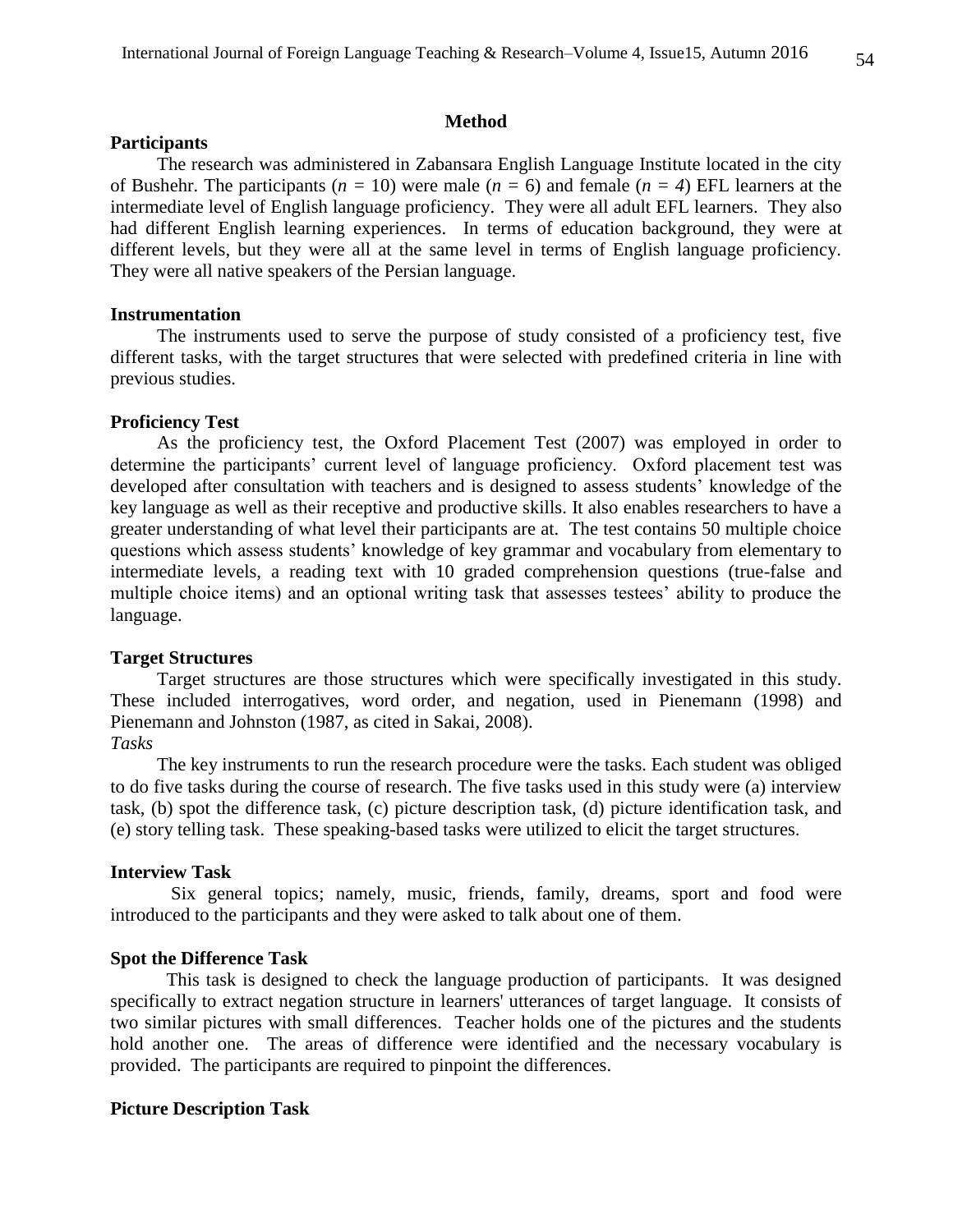## Method

### Participants

The research was administered in Zabansara English Language Institute located in the city of Bushehr. The participants ($n$ = 10) were male ($n$ = 6) and female ($n$ = 4) EFL learners at the intermediate level of English language proficiency. They were all adult EFL learners. They also had different English learning experiences. In terms of education background, they were at different levels, but they were all at the same level in terms of English language proficiency. They were all native speakers of the Persian language.

### Instrumentation

The instruments used to serve the purpose of study consisted of a proficiency test, five different tasks, with the target structures that were selected with predefined criteria in line with previous studies.

### Proficiency Test

As the proficiency test, the Oxford Placement Test (2007) was employed in order to determine the participants' current level of language proficiency. Oxford placement test was developed after consultation with teachers and is designed to assess students' knowledge of the key language as well as their receptive and productive skills. It also enables researchers to have a greater understanding of what level their participants are at. The test contains 50 multiple choice questions which assess students' knowledge of key grammar and vocabulary from elementary to intermediate levels, a reading text with 10 graded comprehension questions (true-false and multiple choice items) and an optional writing task that assesses testees' ability to produce the language.

### Target Structures

Target structures are those structures which were specifically investigated in this study. These included interrogatives, word order, and negation, used in Pienemann (1998) and Pienemann and Johnston (1987, as cited in Sakai, 2008).

*Tasks*

The key instruments to run the research procedure were the tasks. Each student was obliged to do five tasks during the course of research. The five tasks used in this study were (a) interview task, (b) spot the difference task, (c) picture description task, (d) picture identification task, and (e) story telling task. These speaking-based tasks were utilized to elicit the target structures.

### Interview Task

Six general topics; namely, music, friends, family, dreams, sport and food were introduced to the participants and they were asked to talk about one of them.

### Spot the Difference Task

This task is designed to check the language production of participants. It was designed specifically to extract negation structure in learners' utterances of target language. It consists of two similar pictures with small differences. Teacher holds one of the pictures and the students hold another one. The areas of difference were identified and the necessary vocabulary is provided. The participants are required to pinpoint the differences.

### Picture Description Task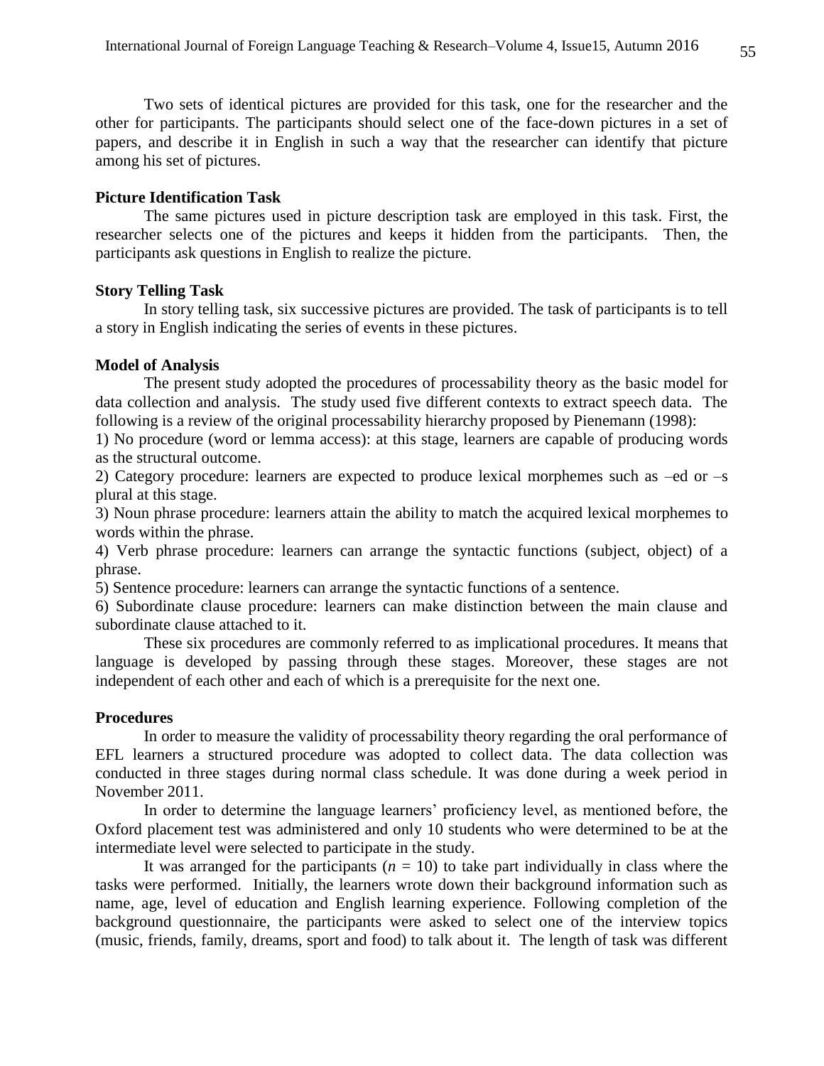Two sets of identical pictures are provided for this task, one for the researcher and the other for participants. The participants should select one of the face-down pictures in a set of papers, and describe it in English in such a way that the researcher can identify that picture among his set of pictures.

**Picture Identification Task**

The same pictures used in picture description task are employed in this task. First, the researcher selects one of the pictures and keeps it hidden from the participants. Then, the participants ask questions in English to realize the picture.

**Story Telling Task**

In story telling task, six successive pictures are provided. The task of participants is to tell a story in English indicating the series of events in these pictures.

**Model of Analysis**

The present study adopted the procedures of processability theory as the basic model for data collection and analysis. The study used five different contexts to extract speech data. The following is a review of the original processability hierarchy proposed by Pienemann (1998):

1) No procedure (word or lemma access): at this stage, learners are capable of producing words as the structural outcome.

2) Category procedure: learners are expected to produce lexical morphemes such as –ed or –s plural at this stage.

3) Noun phrase procedure: learners attain the ability to match the acquired lexical morphemes to words within the phrase.

4) Verb phrase procedure: learners can arrange the syntactic functions (subject, object) of a phrase.

5) Sentence procedure: learners can arrange the syntactic functions of a sentence.

6) Subordinate clause procedure: learners can make distinction between the main clause and subordinate clause attached to it.

These six procedures are commonly referred to as implicational procedures. It means that language is developed by passing through these stages. Moreover, these stages are not independent of each other and each of which is a prerequisite for the next one.

**Procedures**

In order to measure the validity of processability theory regarding the oral performance of EFL learners a structured procedure was adopted to collect data. The data collection was conducted in three stages during normal class schedule. It was done during a week period in November 2011.

In order to determine the language learners' proficiency level, as mentioned before, the Oxford placement test was administered and only 10 students who were determined to be at the intermediate level were selected to participate in the study.

It was arranged for the participants ($n$ = 10) to take part individually in class where the tasks were performed. Initially, the learners wrote down their background information such as name, age, level of education and English learning experience. Following completion of the background questionnaire, the participants were asked to select one of the interview topics (music, friends, family, dreams, sport and food) to talk about it. The length of task was different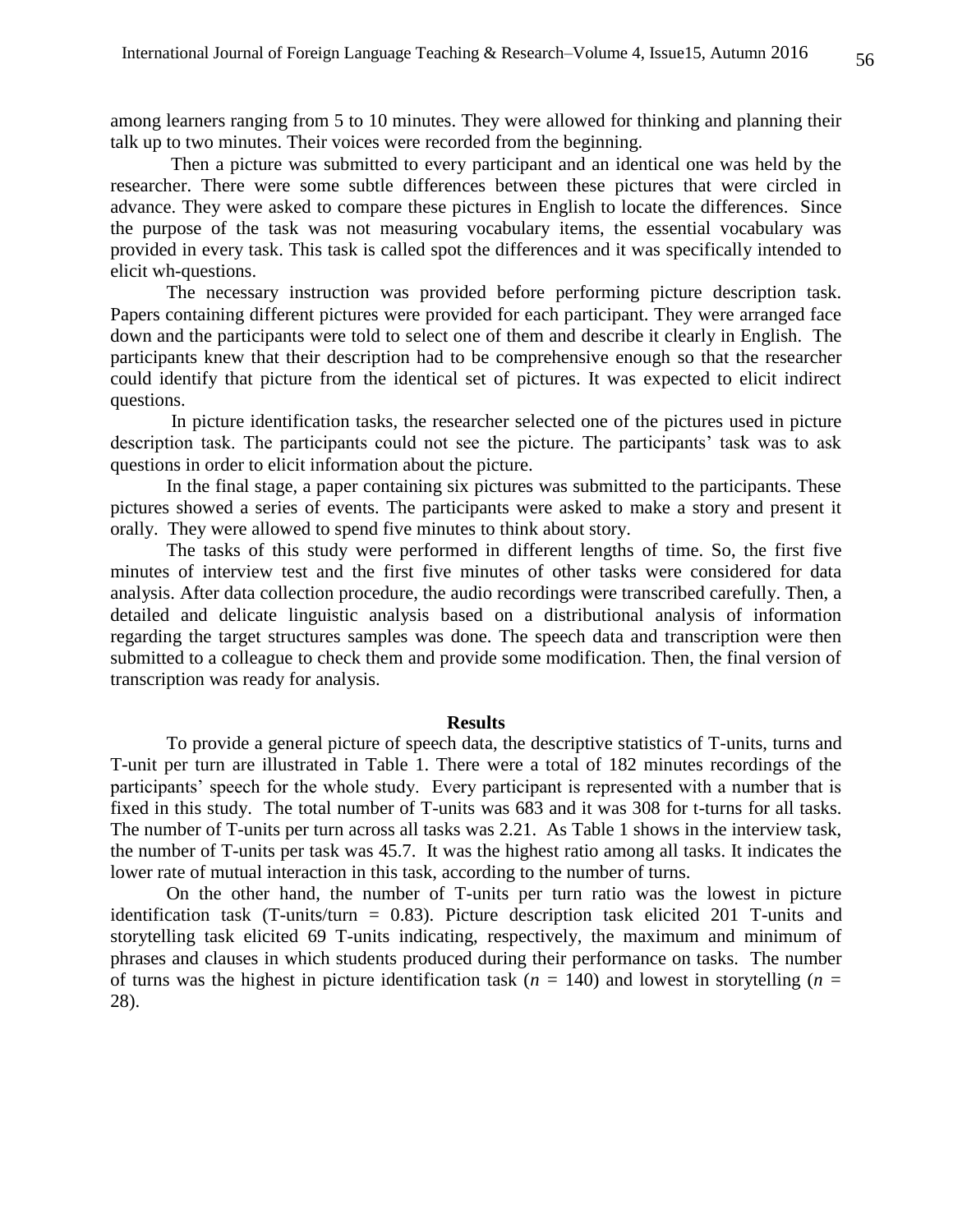among learners ranging from 5 to 10 minutes. They were allowed for thinking and planning their talk up to two minutes. Their voices were recorded from the beginning.

Then a picture was submitted to every participant and an identical one was held by the researcher. There were some subtle differences between these pictures that were circled in advance. They were asked to compare these pictures in English to locate the differences. Since the purpose of the task was not measuring vocabulary items, the essential vocabulary was provided in every task. This task is called spot the differences and it was specifically intended to elicit wh-questions.

The necessary instruction was provided before performing picture description task. Papers containing different pictures were provided for each participant. They were arranged face down and the participants were told to select one of them and describe it clearly in English. The participants knew that their description had to be comprehensive enough so that the researcher could identify that picture from the identical set of pictures. It was expected to elicit indirect questions.

In picture identification tasks, the researcher selected one of the pictures used in picture description task. The participants could not see the picture. The participants' task was to ask questions in order to elicit information about the picture.

In the final stage, a paper containing six pictures was submitted to the participants. These pictures showed a series of events. The participants were asked to make a story and present it orally. They were allowed to spend five minutes to think about story.

The tasks of this study were performed in different lengths of time. So, the first five minutes of interview test and the first five minutes of other tasks were considered for data analysis. After data collection procedure, the audio recordings were transcribed carefully. Then, a detailed and delicate linguistic analysis based on a distributional analysis of information regarding the target structures samples was done. The speech data and transcription were then submitted to a colleague to check them and provide some modification. Then, the final version of transcription was ready for analysis.

## Results

To provide a general picture of speech data, the descriptive statistics of T-units, turns and T-unit per turn are illustrated in Table 1. There were a total of 182 minutes recordings of the participants' speech for the whole study. Every participant is represented with a number that is fixed in this study. The total number of T-units was 683 and it was 308 for t-turns for all tasks. The number of T-units per turn across all tasks was 2.21. As Table 1 shows in the interview task, the number of T-units per task was 45.7. It was the highest ratio among all tasks. It indicates the lower rate of mutual interaction in this task, according to the number of turns.

On the other hand, the number of T-units per turn ratio was the lowest in picture identification task (T-units/turn = 0.83). Picture description task elicited 201 T-units and storytelling task elicited 69 T-units indicating, respectively, the maximum and minimum of phrases and clauses in which students produced during their performance on tasks. The number of turns was the highest in picture identification task ($n$ = 140) and lowest in storytelling ($n$ = 28).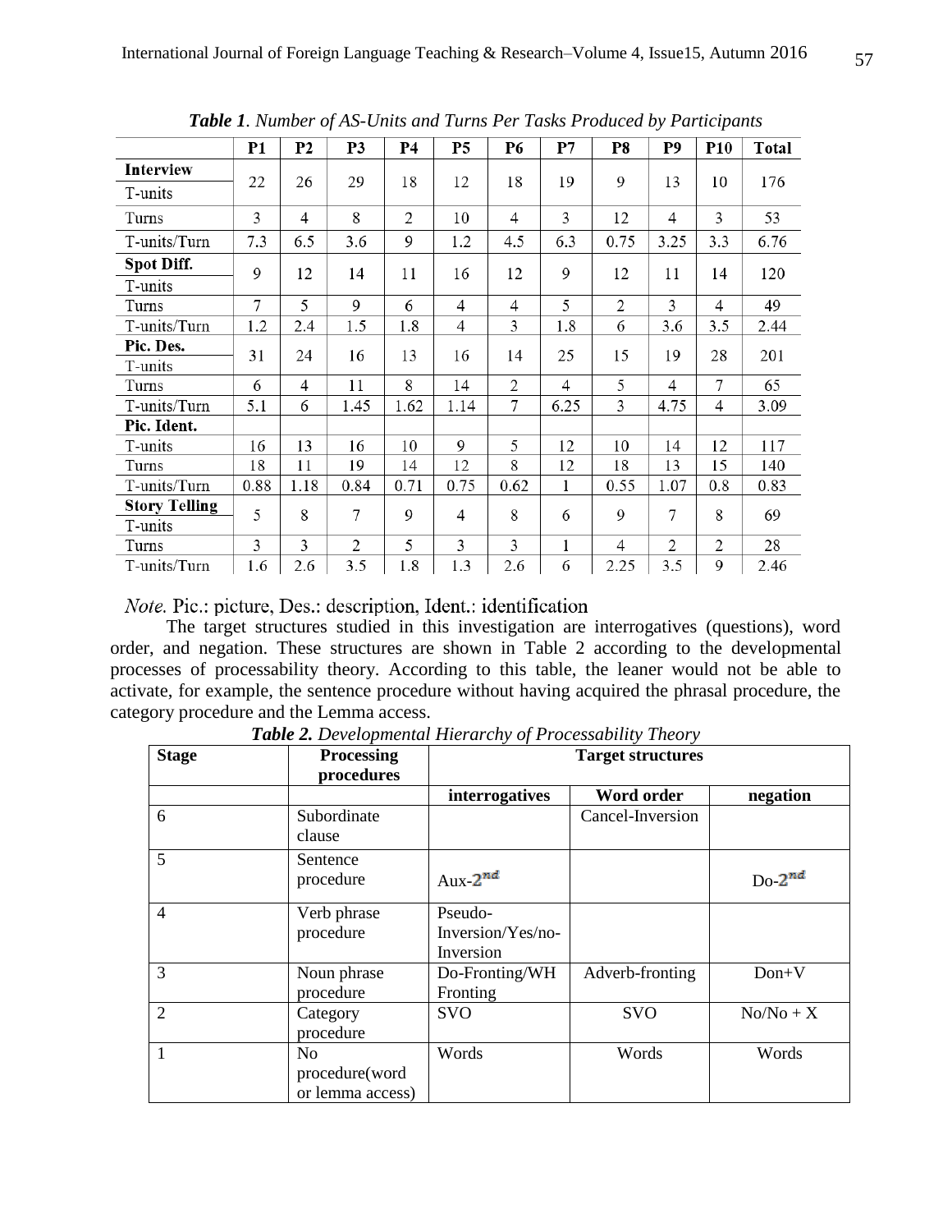***Table 1**. Number of AS-Units and Turns Per Tasks Produced by Participants*

| | P1 | P2 | P3 | P4 | P5 | P6 | P7 | P8 | P9 | P10 | Total |
|---|---|---|---|---|---|---|---|---|---|---|---|
| **Interview** T-units | 22 | 26 | 29 | 18 | 12 | 18 | 19 | 9 | 13 | 10 | 176 |
| Turns | 3 | 4 | 8 | 2 | 10 | 4 | 3 | 12 | 4 | 3 | 53 |
| T-units/Turn | 7.3 | 6.5 | 3.6 | 9 | 1.2 | 4.5 | 6.3 | 0.75 | 3.25 | 3.3 | 6.76 |
| **Spot Diff.** T-units | 9 | 12 | 14 | 11 | 16 | 12 | 9 | 12 | 11 | 14 | 120 |
| Turns | 7 | 5 | 9 | 6 | 4 | 4 | 5 | 2 | 3 | 4 | 49 |
| T-units/Turn | 1.2 | 2.4 | 1.5 | 1.8 | 4 | 3 | 1.8 | 6 | 3.6 | 3.5 | 2.44 |
| **Pic. Des.** T-units | 31 | 24 | 16 | 13 | 16 | 14 | 25 | 15 | 19 | 28 | 201 |
| Turns | 6 | 4 | 11 | 8 | 14 | 2 | 4 | 5 | 4 | 7 | 65 |
| T-units/Turn | 5.1 | 6 | 1.45 | 1.62 | 1.14 | 7 | 6.25 | 3 | 4.75 | 4 | 3.09 |
| **Pic. Ident.** | | | | | | | | | | | |
| T-units | 16 | 13 | 16 | 10 | 9 | 5 | 12 | 10 | 14 | 12 | 117 |
| Turns | 18 | 11 | 19 | 14 | 12 | 8 | 12 | 18 | 13 | 15 | 140 |
| T-units/Turn | 0.88 | 1.18 | 0.84 | 0.71 | 0.75 | 0.62 | 1 | 0.55 | 1.07 | 0.8 | 0.83 |
| **Story Telling** T-units | 5 | 8 | 7 | 9 | 4 | 8 | 6 | 9 | 7 | 8 | 69 |
| Turns | 3 | 3 | 2 | 5 | 3 | 3 | 1 | 4 | 2 | 2 | 28 |
| T-units/Turn | 1.6 | 2.6 | 3.5 | 1.8 | 1.3 | 2.6 | 6 | 2.25 | 3.5 | 9 | 2.46 |

*Note.* Pic.: picture, Des.: description, Ident.: identification

The target structures studied in this investigation are interrogatives (questions), word order, and negation. These structures are shown in Table 2 according to the developmental processes of processability theory. According to this table, the leaner would not be able to activate, for example, the sentence procedure without having acquired the phrasal procedure, the category procedure and the Lemma access.

***Table 2.** Developmental Hierarchy of Processability Theory*

| Stage | Processing procedures | Target structures | | |
|---|---|---|---|---|
| | | **interrogatives** | **Word order** | **negation** |
| 6 | Subordinate clause | | Cancel-Inversion | |
| 5 | Sentence procedure | Aux-$2^{nd}$ | | Do-$2^{nd}$ |
| 4 | Verb phrase procedure | Pseudo-Inversion/Yes/no-Inversion | | |
| 3 | Noun phrase procedure | Do-Fronting/WH Fronting | Adverb-fronting | Don+V |
| 2 | Category procedure | SVO | SVO | No/No + X |
| 1 | No procedure(word or lemma access) | Words | Words | Words |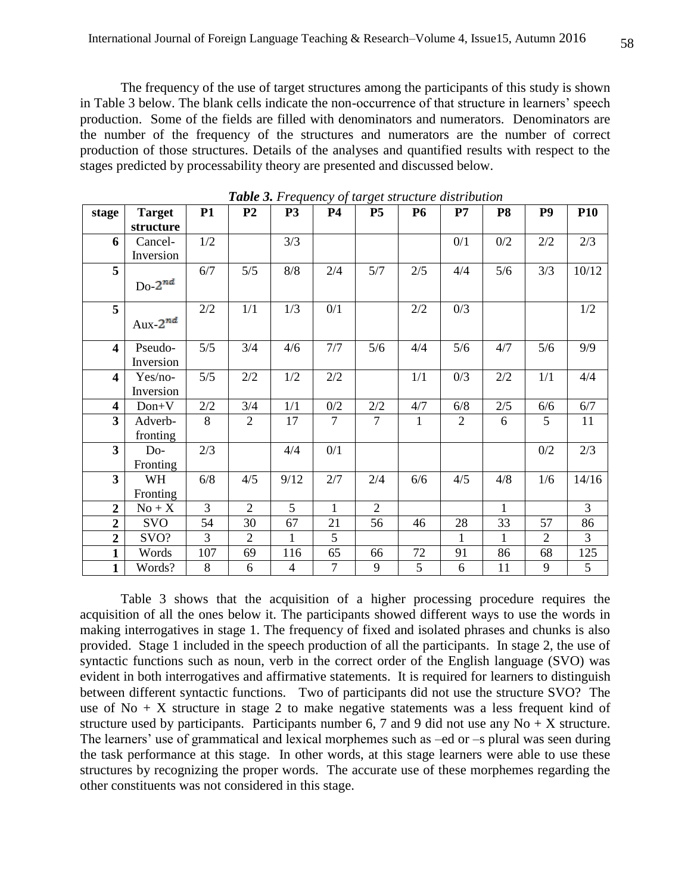The frequency of the use of target structures among the participants of this study is shown in Table 3 below. The blank cells indicate the non-occurrence of that structure in learners' speech production. Some of the fields are filled with denominators and numerators. Denominators are the number of the frequency of the structures and numerators are the number of correct production of those structures. Details of the analyses and quantified results with respect to the stages predicted by processability theory are presented and discussed below.

***Table 3.*** *Frequency of target structure distribution*

| stage | Target structure | P1 | P2 | P3 | P4 | P5 | P6 | P7 | P8 | P9 | P10 |
|---|---|---|---|---|---|---|---|---|---|---|---|
| **6** | Cancel-Inversion | 1/2 | | 3/3 | | | | 0/1 | 0/2 | 2/2 | 2/3 |
| **5** | Do-$2^{nd}$ | 6/7 | 5/5 | 8/8 | 2/4 | 5/7 | 2/5 | 4/4 | 5/6 | 3/3 | 10/12 |
| **5** | Aux-$2^{nd}$ | 2/2 | 1/1 | 1/3 | 0/1 | | 2/2 | 0/3 | | | 1/2 |
| **4** | Pseudo-Inversion | 5/5 | 3/4 | 4/6 | 7/7 | 5/6 | 4/4 | 5/6 | 4/7 | 5/6 | 9/9 |
| **4** | Yes/no-Inversion | 5/5 | 2/2 | 1/2 | 2/2 | | 1/1 | 0/3 | 2/2 | 1/1 | 4/4 |
| **4** | Don+V | 2/2 | 3/4 | 1/1 | 0/2 | 2/2 | 4/7 | 6/8 | 2/5 | 6/6 | 6/7 |
| **3** | Adverb-fronting | 8 | 2 | 17 | 7 | 7 | 1 | 2 | 6 | 5 | 11 |
| **3** | Do-Fronting | 2/3 | | 4/4 | 0/1 | | | | | 0/2 | 2/3 |
| **3** | WH Fronting | 6/8 | 4/5 | 9/12 | 2/7 | 2/4 | 6/6 | 4/5 | 4/8 | 1/6 | 14/16 |
| **2** | No + X | 3 | 2 | 5 | 1 | 2 | | | 1 | | 3 |
| **2** | SVO | 54 | 30 | 67 | 21 | 56 | 46 | 28 | 33 | 57 | 86 |
| **2** | SVO? | 3 | 2 | 1 | 5 | | | 1 | 1 | 2 | 3 |
| **1** | Words | 107 | 69 | 116 | 65 | 66 | 72 | 91 | 86 | 68 | 125 |
| **1** | Words? | 8 | 6 | 4 | 7 | 9 | 5 | 6 | 11 | 9 | 5 |

Table 3 shows that the acquisition of a higher processing procedure requires the acquisition of all the ones below it. The participants showed different ways to use the words in making interrogatives in stage 1. The frequency of fixed and isolated phrases and chunks is also provided. Stage 1 included in the speech production of all the participants. In stage 2, the use of syntactic functions such as noun, verb in the correct order of the English language (SVO) was evident in both interrogatives and affirmative statements. It is required for learners to distinguish between different syntactic functions. Two of participants did not use the structure SVO? The use of No + X structure in stage 2 to make negative statements was a less frequent kind of structure used by participants. Participants number 6, 7 and 9 did not use any No + X structure. The learners' use of grammatical and lexical morphemes such as –ed or –s plural was seen during the task performance at this stage. In other words, at this stage learners were able to use these structures by recognizing the proper words. The accurate use of these morphemes regarding the other constituents was not considered in this stage.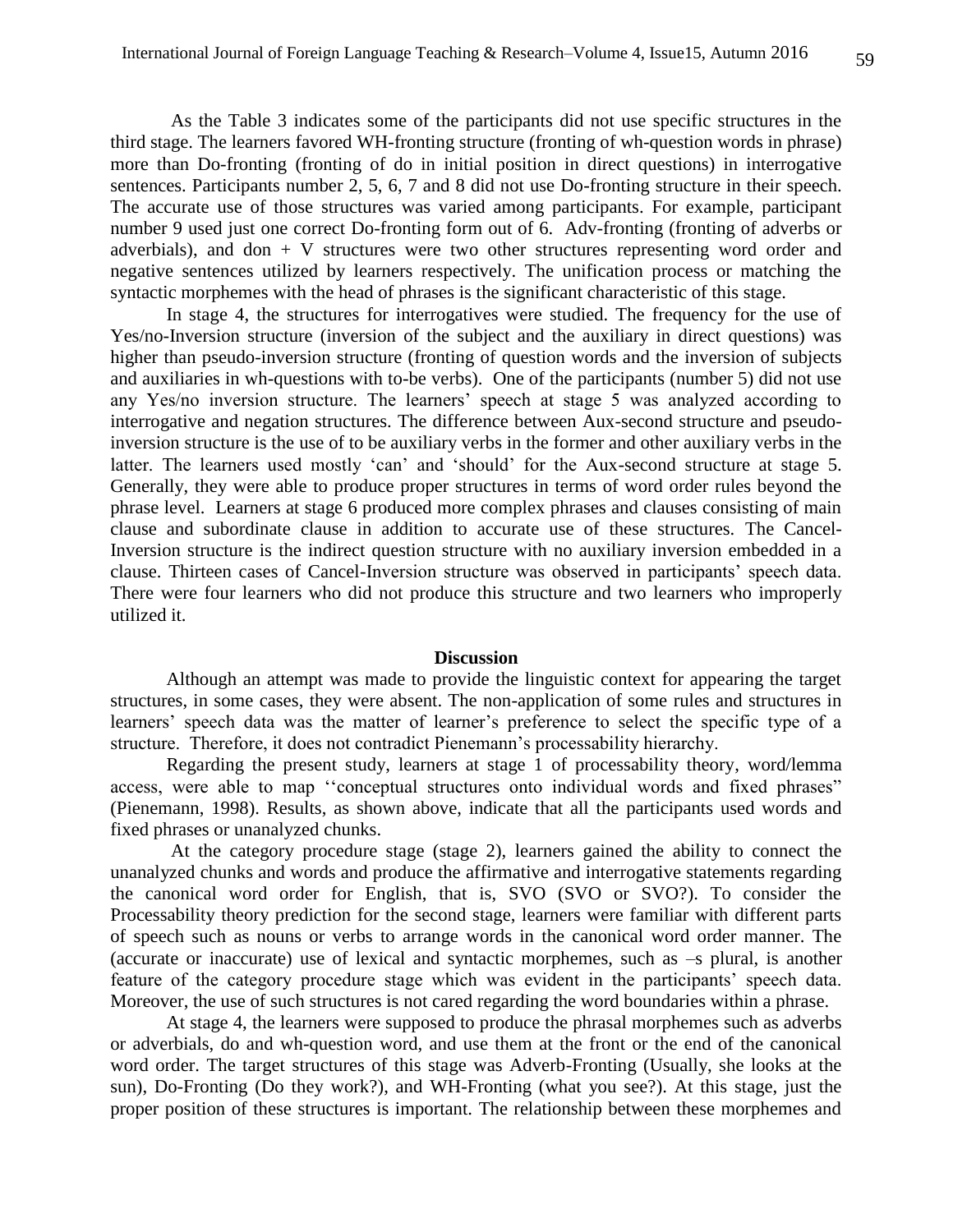As the Table 3 indicates some of the participants did not use specific structures in the third stage. The learners favored WH-fronting structure (fronting of wh-question words in phrase) more than Do-fronting (fronting of do in initial position in direct questions) in interrogative sentences. Participants number 2, 5, 6, 7 and 8 did not use Do-fronting structure in their speech. The accurate use of those structures was varied among participants. For example, participant number 9 used just one correct Do-fronting form out of 6. Adv-fronting (fronting of adverbs or adverbials), and don + V structures were two other structures representing word order and negative sentences utilized by learners respectively. The unification process or matching the syntactic morphemes with the head of phrases is the significant characteristic of this stage.

In stage 4, the structures for interrogatives were studied. The frequency for the use of Yes/no-Inversion structure (inversion of the subject and the auxiliary in direct questions) was higher than pseudo-inversion structure (fronting of question words and the inversion of subjects and auxiliaries in wh-questions with to-be verbs). One of the participants (number 5) did not use any Yes/no inversion structure. The learners' speech at stage 5 was analyzed according to interrogative and negation structures. The difference between Aux-second structure and pseudo-inversion structure is the use of to be auxiliary verbs in the former and other auxiliary verbs in the latter. The learners used mostly 'can' and 'should' for the Aux-second structure at stage 5. Generally, they were able to produce proper structures in terms of word order rules beyond the phrase level. Learners at stage 6 produced more complex phrases and clauses consisting of main clause and subordinate clause in addition to accurate use of these structures. The Cancel-Inversion structure is the indirect question structure with no auxiliary inversion embedded in a clause. Thirteen cases of Cancel-Inversion structure was observed in participants' speech data. There were four learners who did not produce this structure and two learners who improperly utilized it.

## Discussion

Although an attempt was made to provide the linguistic context for appearing the target structures, in some cases, they were absent. The non-application of some rules and structures in learners' speech data was the matter of learner's preference to select the specific type of a structure. Therefore, it does not contradict Pienemann's processability hierarchy.

Regarding the present study, learners at stage 1 of processability theory, word/lemma access, were able to map ''conceptual structures onto individual words and fixed phrases" (Pienemann, 1998). Results, as shown above, indicate that all the participants used words and fixed phrases or unanalyzed chunks.

At the category procedure stage (stage 2), learners gained the ability to connect the unanalyzed chunks and words and produce the affirmative and interrogative statements regarding the canonical word order for English, that is, SVO (SVO or SVO?). To consider the Processability theory prediction for the second stage, learners were familiar with different parts of speech such as nouns or verbs to arrange words in the canonical word order manner. The (accurate or inaccurate) use of lexical and syntactic morphemes, such as –s plural, is another feature of the category procedure stage which was evident in the participants' speech data. Moreover, the use of such structures is not cared regarding the word boundaries within a phrase.

At stage 4, the learners were supposed to produce the phrasal morphemes such as adverbs or adverbials, do and wh-question word, and use them at the front or the end of the canonical word order. The target structures of this stage was Adverb-Fronting (Usually, she looks at the sun), Do-Fronting (Do they work?), and WH-Fronting (what you see?). At this stage, just the proper position of these structures is important. The relationship between these morphemes and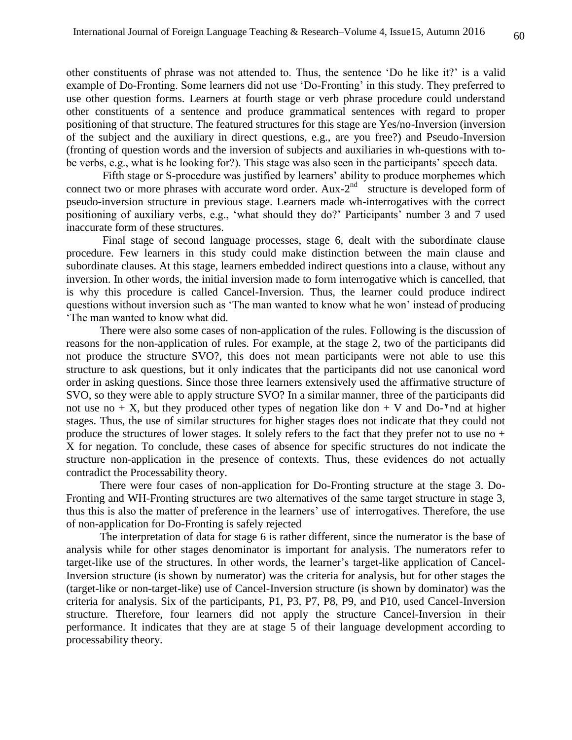other constituents of phrase was not attended to. Thus, the sentence 'Do he like it?' is a valid example of Do-Fronting. Some learners did not use 'Do-Fronting' in this study. They preferred to use other question forms. Learners at fourth stage or verb phrase procedure could understand other constituents of a sentence and produce grammatical sentences with regard to proper positioning of that structure. The featured structures for this stage are Yes/no-Inversion (inversion of the subject and the auxiliary in direct questions, e.g., are you free?) and Pseudo-Inversion (fronting of question words and the inversion of subjects and auxiliaries in wh-questions with to-be verbs, e.g., what is he looking for?). This stage was also seen in the participants' speech data.

Fifth stage or S-procedure was justified by learners' ability to produce morphemes which connect two or more phrases with accurate word order. Aux-2nd structure is developed form of pseudo-inversion structure in previous stage. Learners made wh-interrogatives with the correct positioning of auxiliary verbs, e.g., 'what should they do?' Participants' number 3 and 7 used inaccurate form of these structures.

Final stage of second language processes, stage 6, dealt with the subordinate clause procedure. Few learners in this study could make distinction between the main clause and subordinate clauses. At this stage, learners embedded indirect questions into a clause, without any inversion. In other words, the initial inversion made to form interrogative which is cancelled, that is why this procedure is called Cancel-Inversion. Thus, the learner could produce indirect questions without inversion such as 'The man wanted to know what he won' instead of producing 'The man wanted to know what did.

There were also some cases of non-application of the rules. Following is the discussion of reasons for the non-application of rules. For example, at the stage 2, two of the participants did not produce the structure SVO?, this does not mean participants were not able to use this structure to ask questions, but it only indicates that the participants did not use canonical word order in asking questions. Since those three learners extensively used the affirmative structure of SVO, so they were able to apply structure SVO? In a similar manner, three of the participants did not use no + X, but they produced other types of negation like don + V and Do-۲nd at higher stages. Thus, the use of similar structures for higher stages does not indicate that they could not produce the structures of lower stages. It solely refers to the fact that they prefer not to use no + X for negation. To conclude, these cases of absence for specific structures do not indicate the structure non-application in the presence of contexts. Thus, these evidences do not actually contradict the Processability theory.

There were four cases of non-application for Do-Fronting structure at the stage 3. Do-Fronting and WH-Fronting structures are two alternatives of the same target structure in stage 3, thus this is also the matter of preference in the learners' use of interrogatives. Therefore, the use of non-application for Do-Fronting is safely rejected

The interpretation of data for stage 6 is rather different, since the numerator is the base of analysis while for other stages denominator is important for analysis. The numerators refer to target-like use of the structures. In other words, the learner's target-like application of Cancel-Inversion structure (is shown by numerator) was the criteria for analysis, but for other stages the (target-like or non-target-like) use of Cancel-Inversion structure (is shown by dominator) was the criteria for analysis. Six of the participants, P1, P3, P7, P8, P9, and P10, used Cancel-Inversion structure. Therefore, four learners did not apply the structure Cancel-Inversion in their performance. It indicates that they are at stage 5 of their language development according to processability theory.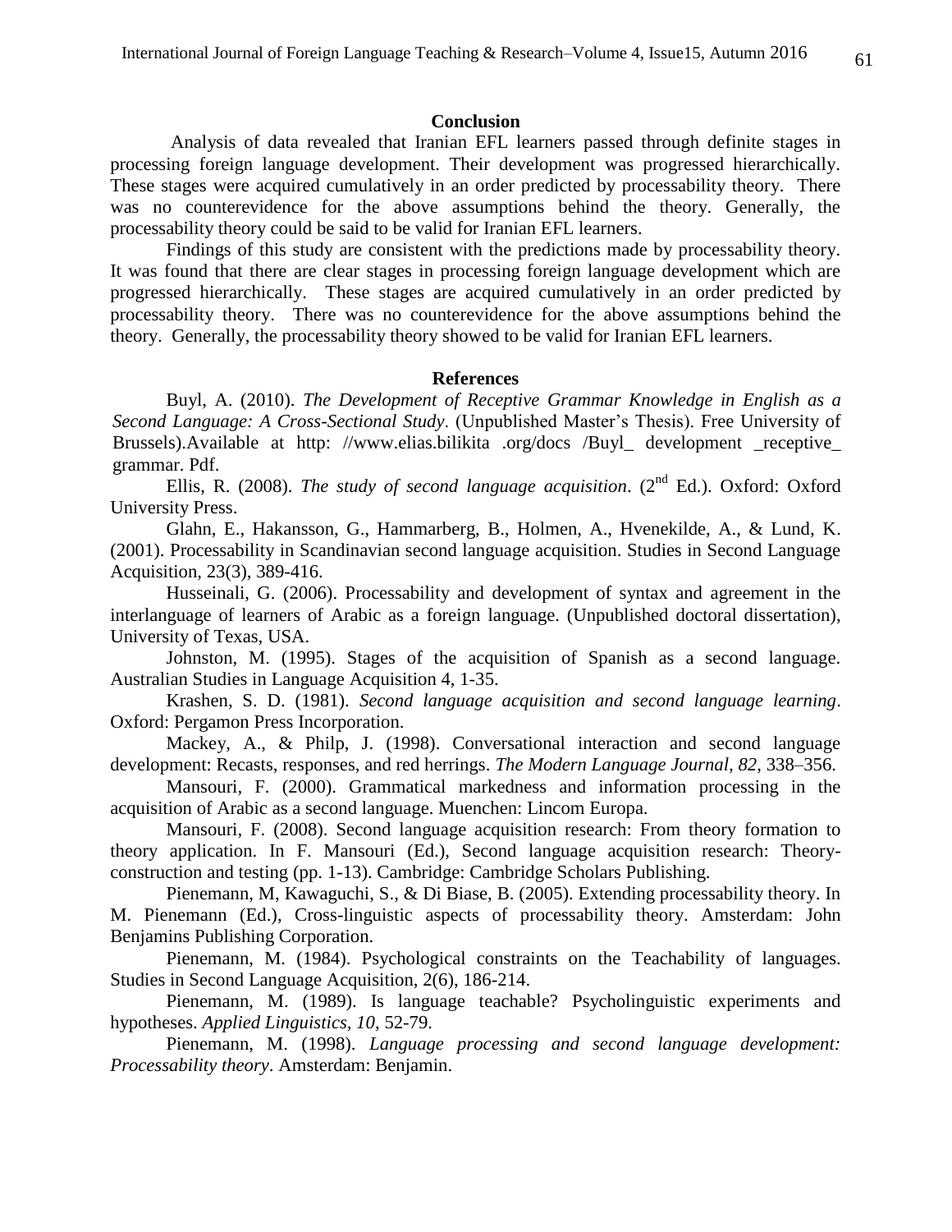## Conclusion

Analysis of data revealed that Iranian EFL learners passed through definite stages in processing foreign language development. Their development was progressed hierarchically. These stages were acquired cumulatively in an order predicted by processability theory. There was no counterevidence for the above assumptions behind the theory. Generally, the processability theory could be said to be valid for Iranian EFL learners.

Findings of this study are consistent with the predictions made by processability theory. It was found that there are clear stages in processing foreign language development which are progressed hierarchically. These stages are acquired cumulatively in an order predicted by processability theory. There was no counterevidence for the above assumptions behind the theory. Generally, the processability theory showed to be valid for Iranian EFL learners.

## References

Buyl, A. (2010). *The Development of Receptive Grammar Knowledge in English as a Second Language: A Cross-Sectional Study*. (Unpublished Master's Thesis). Free University of Brussels).Available at http: //www.elias.bilikita .org/docs /Buyl_ development _receptive_ grammar. Pdf.

Ellis, R. (2008). *The study of second language acquisition*. (2nd Ed.). Oxford: Oxford University Press.

Glahn, E., Hakansson, G., Hammarberg, B., Holmen, A., Hvenekilde, A., & Lund, K. (2001). Processability in Scandinavian second language acquisition. Studies in Second Language Acquisition, 23(3), 389-416.

Husseinali, G. (2006). Processability and development of syntax and agreement in the interlanguage of learners of Arabic as a foreign language. (Unpublished doctoral dissertation), University of Texas, USA.

Johnston, M. (1995). Stages of the acquisition of Spanish as a second language. Australian Studies in Language Acquisition 4, 1-35.

Krashen, S. D. (1981). *Second language acquisition and second language learning*. Oxford: Pergamon Press Incorporation.

Mackey, A., & Philp, J. (1998). Conversational interaction and second language development: Recasts, responses, and red herrings. *The Modern Language Journal, 82*, 338–356.

Mansouri, F. (2000). Grammatical markedness and information processing in the acquisition of Arabic as a second language. Muenchen: Lincom Europa.

Mansouri, F. (2008). Second language acquisition research: From theory formation to theory application. In F. Mansouri (Ed.), Second language acquisition research: Theory-construction and testing (pp. 1-13). Cambridge: Cambridge Scholars Publishing.

Pienemann, M, Kawaguchi, S., & Di Biase, B. (2005). Extending processability theory. In M. Pienemann (Ed.), Cross-linguistic aspects of processability theory. Amsterdam: John Benjamins Publishing Corporation.

Pienemann, M. (1984). Psychological constraints on the Teachability of languages. Studies in Second Language Acquisition, 2(6), 186-214.

Pienemann, M. (1989). Is language teachable? Psycholinguistic experiments and hypotheses. *Applied Linguistics*, *10*, 52-79.

Pienemann, M. (1998). *Language processing and second language development: Processability theory*. Amsterdam: Benjamin.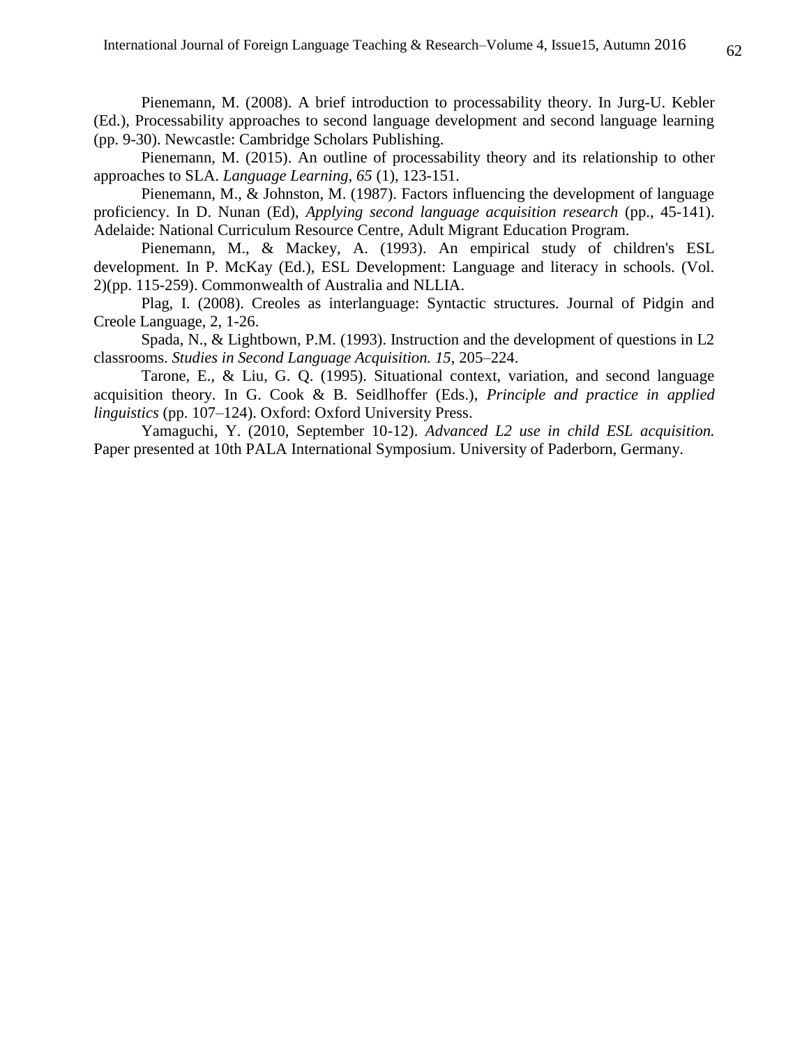Pienemann, M. (2008). A brief introduction to processability theory. In Jurg-U. Kebler (Ed.), Processability approaches to second language development and second language learning (pp. 9-30). Newcastle: Cambridge Scholars Publishing.

Pienemann, M. (2015). An outline of processability theory and its relationship to other approaches to SLA. *Language Learning, 65* (1), 123-151.

Pienemann, M., & Johnston, M. (1987). Factors influencing the development of language proficiency. In D. Nunan (Ed), *Applying second language acquisition research* (pp., 45-141). Adelaide: National Curriculum Resource Centre, Adult Migrant Education Program.

Pienemann, M., & Mackey, A. (1993). An empirical study of children's ESL development. In P. McKay (Ed.), ESL Development: Language and literacy in schools. (Vol. 2)(pp. 115-259). Commonwealth of Australia and NLLIA.

Plag, I. (2008). Creoles as interlanguage: Syntactic structures. Journal of Pidgin and Creole Language, 2, 1-26.

Spada, N., & Lightbown, P.M. (1993). Instruction and the development of questions in L2 classrooms. *Studies in Second Language Acquisition. 15*, 205–224.

Tarone, E., & Liu, G. Q. (1995). Situational context, variation, and second language acquisition theory. In G. Cook & B. Seidlhoffer (Eds.), *Principle and practice in applied linguistics* (pp. 107–124). Oxford: Oxford University Press.

Yamaguchi, Y. (2010, September 10-12). *Advanced L2 use in child ESL acquisition.* Paper presented at 10th PALA International Symposium. University of Paderborn, Germany.